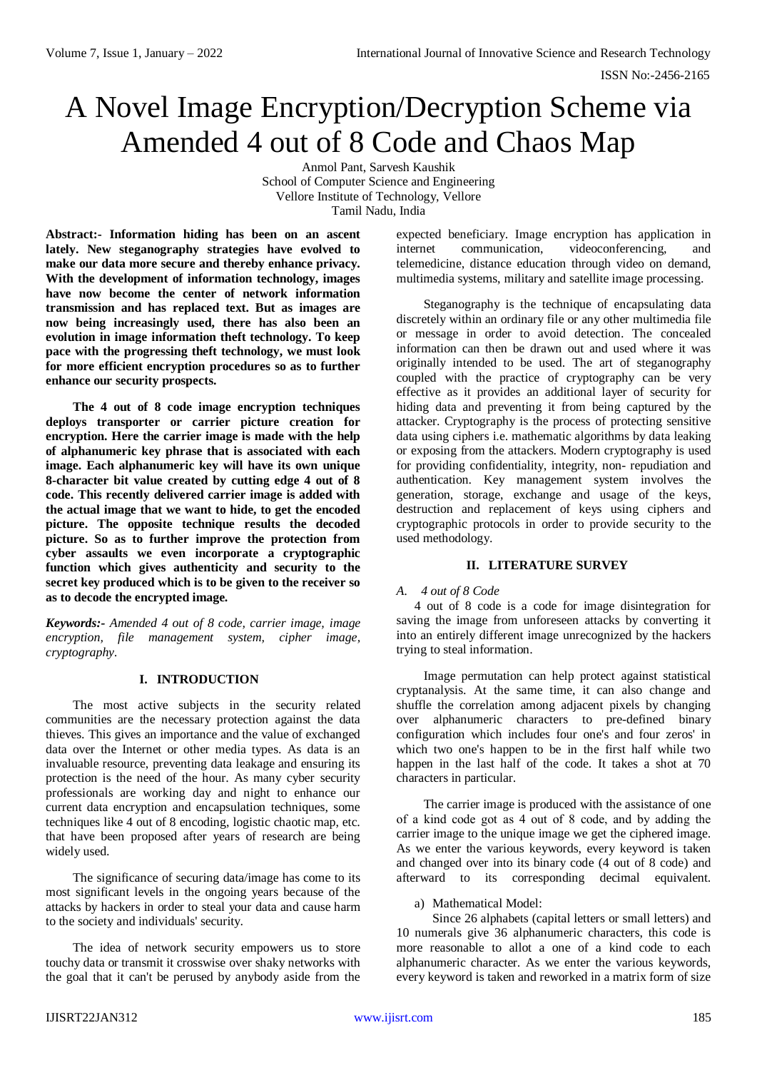# A Novel Image Encryption/Decryption Scheme via Amended 4 out of 8 Code and Chaos Map

Anmol Pant, Sarvesh Kaushik
School of Computer Science and Engineering
Vellore Institute of Technology, Vellore
Tamil Nadu, India

**Abstract:- Information hiding has been on an ascent lately. New steganography strategies have evolved to make our data more secure and thereby enhance privacy. With the development of information technology, images have now become the center of network information transmission and has replaced text. But as images are now being increasingly used, there has also been an evolution in image information theft technology. To keep pace with the progressing theft technology, we must look for more efficient encryption procedures so as to further enhance our security prospects.**

**The 4 out of 8 code image encryption techniques deploys transporter or carrier picture creation for encryption. Here the carrier image is made with the help of alphanumeric key phrase that is associated with each image. Each alphanumeric key will have its own unique 8-character bit value created by cutting edge 4 out of 8 code. This recently delivered carrier image is added with the actual image that we want to hide, to get the encoded picture. The opposite technique results the decoded picture. So as to further improve the protection from cyber assaults we even incorporate a cryptographic function which gives authenticity and security to the secret key produced which is to be given to the receiver so as to decode the encrypted image.**

***Keywords:-*** *Amended 4 out of 8 code, carrier image, image encryption, file management system, cipher image, cryptography.*

## I. INTRODUCTION

The most active subjects in the security related communities are the necessary protection against the data thieves. This gives an importance and the value of exchanged data over the Internet or other media types. As data is an invaluable resource, preventing data leakage and ensuring its protection is the need of the hour. As many cyber security professionals are working day and night to enhance our current data encryption and encapsulation techniques, some techniques like 4 out of 8 encoding, logistic chaotic map, etc. that have been proposed after years of research are being widely used.

The significance of securing data/image has come to its most significant levels in the ongoing years because of the attacks by hackers in order to steal your data and cause harm to the society and individuals' security.

The idea of network security empowers us to store touchy data or transmit it crosswise over shaky networks with the goal that it can't be perused by anybody aside from the expected beneficiary. Image encryption has application in internet communication, videoconferencing, and telemedicine, distance education through video on demand, multimedia systems, military and satellite image processing.

Steganography is the technique of encapsulating data discretely within an ordinary file or any other multimedia file or message in order to avoid detection. The concealed information can then be drawn out and used where it was originally intended to be used. The art of steganography coupled with the practice of cryptography can be very effective as it provides an additional layer of security for hiding data and preventing it from being captured by the attacker. Cryptography is the process of protecting sensitive data using ciphers i.e. mathematic algorithms by data leaking or exposing from the attackers. Modern cryptography is used for providing confidentiality, integrity, non- repudiation and authentication. Key management system involves the generation, storage, exchange and usage of the keys, destruction and replacement of keys using ciphers and cryptographic protocols in order to provide security to the used methodology.

## II. LITERATURE SURVEY

### *A. 4 out of 8 Code*

4 out of 8 code is a code for image disintegration for saving the image from unforeseen attacks by converting it into an entirely different image unrecognized by the hackers trying to steal information.

Image permutation can help protect against statistical cryptanalysis. At the same time, it can also change and shuffle the correlation among adjacent pixels by changing over alphanumeric characters to pre-defined binary configuration which includes four one's and four zeros' in which two one's happen to be in the first half while two happen in the last half of the code. It takes a shot at 70 characters in particular.

The carrier image is produced with the assistance of one of a kind code got as 4 out of 8 code, and by adding the carrier image to the unique image we get the ciphered image. As we enter the various keywords, every keyword is taken and changed over into its binary code (4 out of 8 code) and afterward to its corresponding decimal equivalent.

a) Mathematical Model:

Since 26 alphabets (capital letters or small letters) and 10 numerals give 36 alphanumeric characters, this code is more reasonable to allot a one of a kind code to each alphanumeric character. As we enter the various keywords, every keyword is taken and reworked in a matrix form of size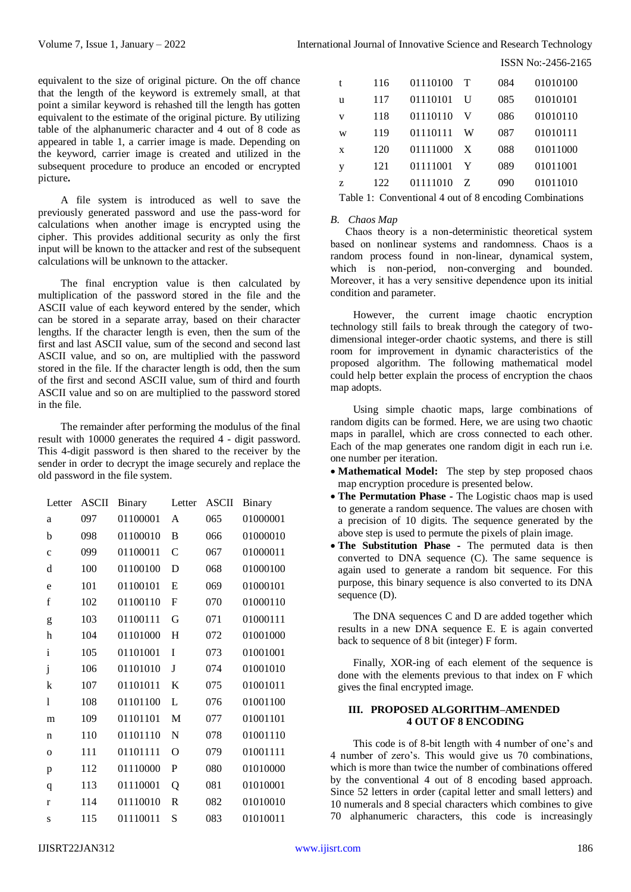equivalent to the size of original picture. On the off chance that the length of the keyword is extremely small, at that point a similar keyword is rehashed till the length has gotten equivalent to the estimate of the original picture. By utilizing table of the alphanumeric character and 4 out of 8 code as appeared in table 1, a carrier image is made. Depending on the keyword, carrier image is created and utilized in the subsequent procedure to produce an encoded or encrypted picture**.**

A file system is introduced as well to save the previously generated password and use the pass-word for calculations when another image is encrypted using the cipher. This provides additional security as only the first input will be known to the attacker and rest of the subsequent calculations will be unknown to the attacker.

The final encryption value is then calculated by multiplication of the password stored in the file and the ASCII value of each keyword entered by the sender, which can be stored in a separate array, based on their character lengths. If the character length is even, then the sum of the first and last ASCII value, sum of the second and second last ASCII value, and so on, are multiplied with the password stored in the file. If the character length is odd, then the sum of the first and second ASCII value, sum of third and fourth ASCII value and so on are multiplied to the password stored in the file.

The remainder after performing the modulus of the final result with 10000 generates the required 4 - digit password. This 4-digit password is then shared to the receiver by the sender in order to decrypt the image securely and replace the old password in the file system.

| Letter | ASCII | Binary | Letter | ASCII | Binary |
|---|---|---|---|---|---|
| a | 097 | 01100001 | A | 065 | 01000001 |
| b | 098 | 01100010 | B | 066 | 01000010 |
| c | 099 | 01100011 | C | 067 | 01000011 |
| d | 100 | 01100100 | D | 068 | 01000100 |
| e | 101 | 01100101 | E | 069 | 01000101 |
| f | 102 | 01100110 | F | 070 | 01000110 |
| g | 103 | 01100111 | G | 071 | 01000111 |
| h | 104 | 01101000 | H | 072 | 01001000 |
| i | 105 | 01101001 | I | 073 | 01001001 |
| j | 106 | 01101010 | J | 074 | 01001010 |
| k | 107 | 01101011 | K | 075 | 01001011 |
| l | 108 | 01101100 | L | 076 | 01001100 |
| m | 109 | 01101101 | M | 077 | 01001101 |
| n | 110 | 01101110 | N | 078 | 01001110 |
| o | 111 | 01101111 | O | 079 | 01001111 |
| p | 112 | 01110000 | P | 080 | 01010000 |
| q | 113 | 01110001 | Q | 081 | 01010001 |
| r | 114 | 01110010 | R | 082 | 01010010 |
| s | 115 | 01110011 | S | 083 | 01010011 |
| t | 116 | 01110100 | T | 084 | 01010100 |
| u | 117 | 01110101 | U | 085 | 01010101 |
| v | 118 | 01110110 | V | 086 | 01010110 |
| w | 119 | 01110111 | W | 087 | 01010111 |
| x | 120 | 01111000 | X | 088 | 01011000 |
| y | 121 | 01111001 | Y | 089 | 01011001 |
| z | 122 | 01111010 | Z | 090 | 01011010 |

Table 1: Conventional 4 out of 8 encoding Combinations

### *B. Chaos Map*

Chaos theory is a non-deterministic theoretical system based on nonlinear systems and randomness. Chaos is a random process found in non-linear, dynamical system, which is non-period, non-converging and bounded. Moreover, it has a very sensitive dependence upon its initial condition and parameter.

However, the current image chaotic encryption technology still fails to break through the category of two-dimensional integer-order chaotic systems, and there is still room for improvement in dynamic characteristics of the proposed algorithm. The following mathematical model could help better explain the process of encryption the chaos map adopts.

Using simple chaotic maps, large combinations of random digits can be formed. Here, we are using two chaotic maps in parallel, which are cross connected to each other. Each of the map generates one random digit in each run i.e. one number per iteration.

- **Mathematical Model:** The step by step proposed chaos map encryption procedure is presented below.
- **The Permutation Phase** - The Logistic chaos map is used to generate a random sequence. The values are chosen with a precision of 10 digits. The sequence generated by the above step is used to permute the pixels of plain image.
- **The Substitution Phase** - The permuted data is then converted to DNA sequence (C). The same sequence is again used to generate a random bit sequence. For this purpose, this binary sequence is also converted to its DNA sequence (D).

The DNA sequences C and D are added together which results in a new DNA sequence E. E is again converted back to sequence of 8 bit (integer) F form.

Finally, XOR-ing of each element of the sequence is done with the elements previous to that index on F which gives the final encrypted image.

## III. PROPOSED ALGORITHM–AMENDED 4 OUT OF 8 ENCODING

This code is of 8-bit length with 4 number of one's and 4 number of zero's. This would give us 70 combinations, which is more than twice the number of combinations offered by the conventional 4 out of 8 encoding based approach. Since 52 letters in order (capital letter and small letters) and 10 numerals and 8 special characters which combines to give 70 alphanumeric characters, this code is increasingly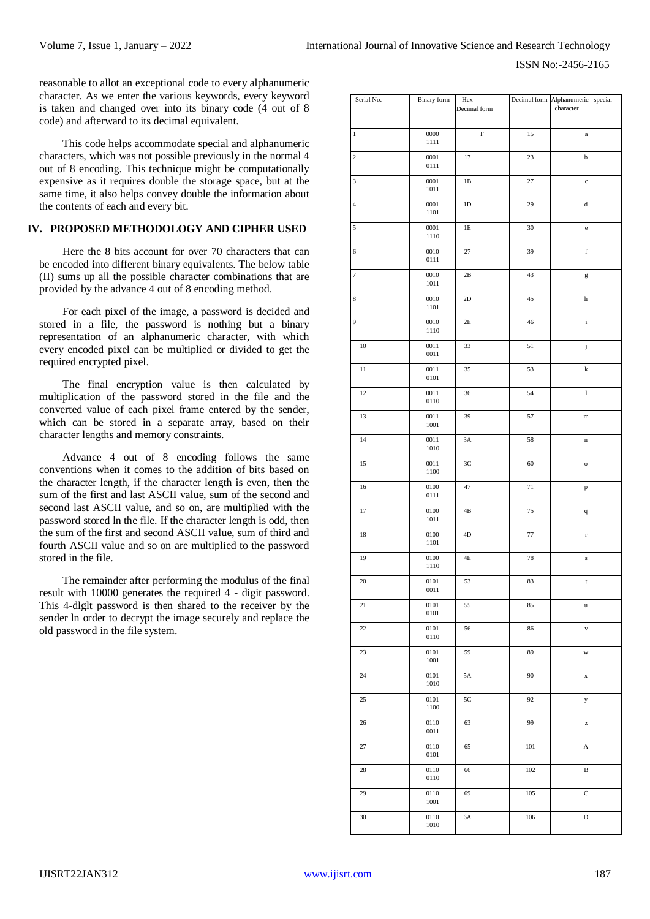reasonable to allot an exceptional code to every alphanumeric character. As we enter the various keywords, every keyword is taken and changed over into its binary code (4 out of 8 code) and afterward to its decimal equivalent.

This code helps accommodate special and alphanumeric characters, which was not possible previously in the normal 4 out of 8 encoding. This technique might be computationally expensive as it requires double the storage space, but at the same time, it also helps convey double the information about the contents of each and every bit.

## IV. PROPOSED METHODOLOGY AND CIPHER USED

Here the 8 bits account for over 70 characters that can be encoded into different binary equivalents. The below table (II) sums up all the possible character combinations that are provided by the advance 4 out of 8 encoding method.

For each pixel of the image, a password is decided and stored in a file, the password is nothing but a binary representation of an alphanumeric character, with which every encoded pixel can be multiplied or divided to get the required encrypted pixel.

The final encryption value is then calculated by multiplication of the password stored in the file and the converted value of each pixel frame entered by the sender, which can be stored in a separate array, based on their character lengths and memory constraints.

Advance 4 out of 8 encoding follows the same conventions when it comes to the addition of bits based on the character length, if the character length is even, then the sum of the first and last ASCII value, sum of the second and second last ASCII value, and so on, are multiplied with the password stored ln the file. If the character length is odd, then the sum of the first and second ASCII value, sum of third and fourth ASCII value and so on are multiplied to the password stored in the file.

The remainder after performing the modulus of the final result with 10000 generates the required 4 - digit password. This 4-dlglt password is then shared to the receiver by the sender ln order to decrypt the image securely and replace the old password in the file system.

| Serial No. | Binary form | Hex Decimal form | Decimal form | Alphanumeric- special character |
|---|---|---|---|---|
| 1 | 0000 1111 | F | 15 | a |
| 2 | 0001 0111 | 17 | 23 | b |
| 3 | 0001 1011 | 1B | 27 | c |
| 4 | 0001 1101 | 1D | 29 | d |
| 5 | 0001 1110 | 1E | 30 | e |
| 6 | 0010 0111 | 27 | 39 | f |
| 7 | 0010 1011 | 2B | 43 | g |
| 8 | 0010 1101 | 2D | 45 | h |
| 9 | 0010 1110 | 2E | 46 | i |
| 10 | 0011 0011 | 33 | 51 | j |
| 11 | 0011 0101 | 35 | 53 | k |
| 12 | 0011 0110 | 36 | 54 | l |
| 13 | 0011 1001 | 39 | 57 | m |
| 14 | 0011 1010 | 3A | 58 | n |
| 15 | 0011 1100 | 3C | 60 | o |
| 16 | 0100 0111 | 47 | 71 | p |
| 17 | 0100 1011 | 4B | 75 | q |
| 18 | 0100 1101 | 4D | 77 | r |
| 19 | 0100 1110 | 4E | 78 | s |
| 20 | 0101 0011 | 53 | 83 | t |
| 21 | 0101 0101 | 55 | 85 | u |
| 22 | 0101 0110 | 56 | 86 | v |
| 23 | 0101 1001 | 59 | 89 | w |
| 24 | 0101 1010 | 5A | 90 | x |
| 25 | 0101 1100 | 5C | 92 | y |
| 26 | 0110 0011 | 63 | 99 | z |
| 27 | 0110 0101 | 65 | 101 | A |
| 28 | 0110 0110 | 66 | 102 | B |
| 29 | 0110 1001 | 69 | 105 | C |
| 30 | 0110 1010 | 6A | 106 | D |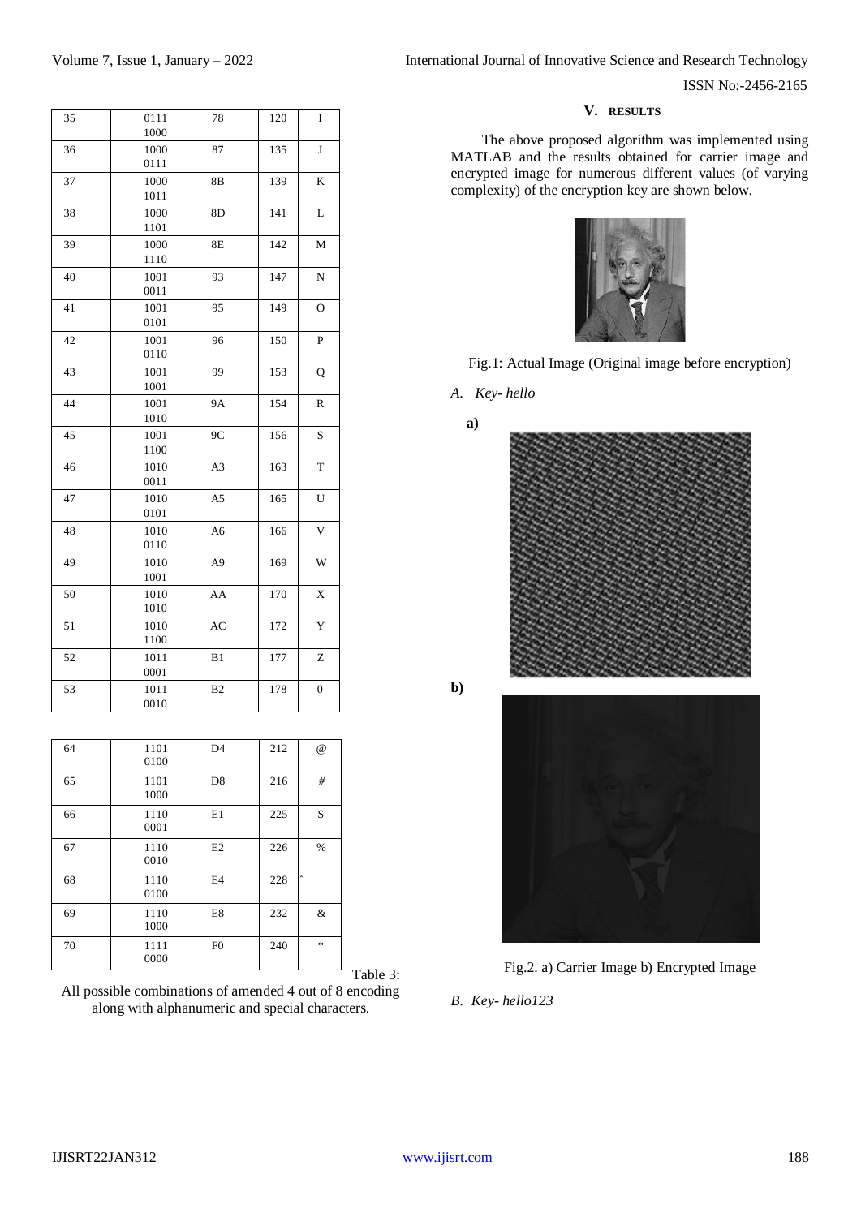| 35 | 0111 1000 | 78 | 120 | I |
|---|---|---|---|---|
| 36 | 1000 0111 | 87 | 135 | J |
| 37 | 1000 1011 | 8B | 139 | K |
| 38 | 1000 1101 | 8D | 141 | L |
| 39 | 1000 1110 | 8E | 142 | M |
| 40 | 1001 0011 | 93 | 147 | N |
| 41 | 1001 0101 | 95 | 149 | O |
| 42 | 1001 0110 | 96 | 150 | P |
| 43 | 1001 1001 | 99 | 153 | Q |
| 44 | 1001 1010 | 9A | 154 | R |
| 45 | 1001 1100 | 9C | 156 | S |
| 46 | 1010 0011 | A3 | 163 | T |
| 47 | 1010 0101 | A5 | 165 | U |
| 48 | 1010 0110 | A6 | 166 | V |
| 49 | 1010 1001 | A9 | 169 | W |
| 50 | 1010 1010 | AA | 170 | X |
| 51 | 1010 1100 | AC | 172 | Y |
| 52 | 1011 0001 | B1 | 177 | Z |
| 53 | 1011 0010 | B2 | 178 | 0 |

| 64 | 1101 0100 | D4 | 212 | @ |
|---|---|---|---|---|
| 65 | 1101 1000 | D8 | 216 | # |
| 66 | 1110 0001 | E1 | 225 | $ |
| 67 | 1110 0010 | E2 | 226 | % |
| 68 | 1110 0100 | E4 | 228 | ^ |
| 69 | 1110 1000 | E8 | 232 | & |
| 70 | 1111 0000 | F0 | 240 | * |

Table 3: All possible combinations of amended 4 out of 8 encoding along with alphanumeric and special characters.

## V. RESULTS

The above proposed algorithm was implemented using MATLAB and the results obtained for carrier image and encrypted image for numerous different values (of varying complexity) of the encryption key are shown below.

Fig.1: Actual Image (Original image before encryption)

*A. Key- hello*

**a)**

**b)**

Fig.2. a) Carrier Image b) Encrypted Image

*B. Key- hello123*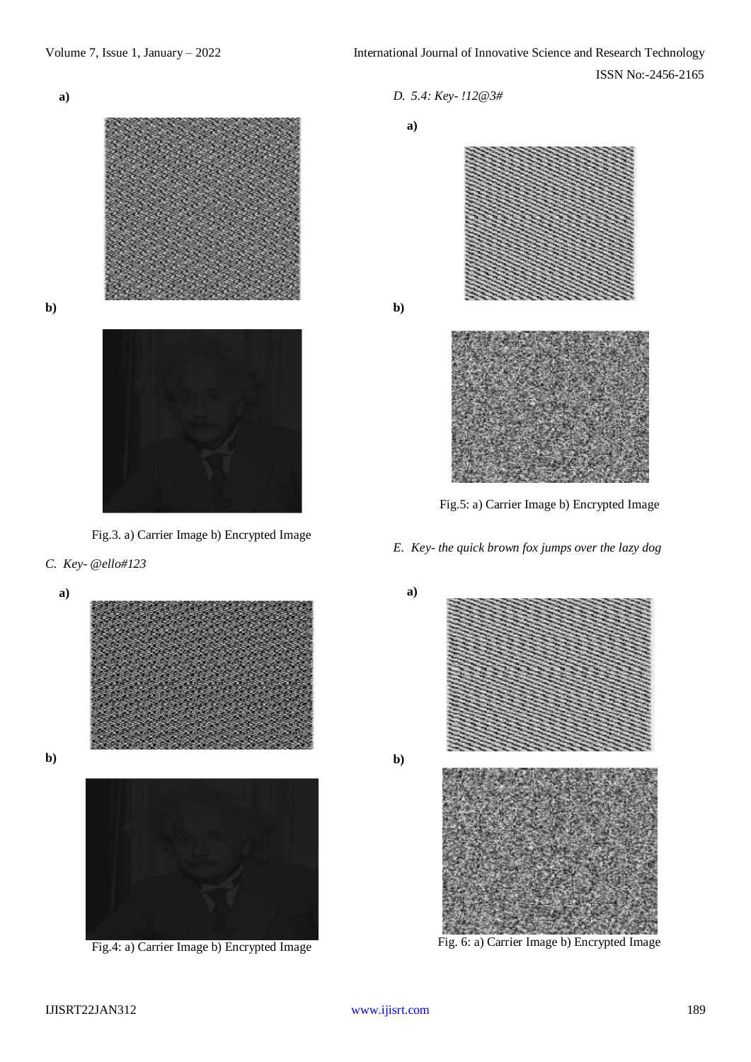a)

b)

Fig.3. a) Carrier Image b) Encrypted Image

*C. Key- @ello#123*

a)

b)

Fig.4: a) Carrier Image b) Encrypted Image

*D. 5.4: Key- !12@3#*

a)

b)

Fig.5: a) Carrier Image b) Encrypted Image

*E. Key- the quick brown fox jumps over the lazy dog*

a)

b)

Fig. 6: a) Carrier Image b) Encrypted Image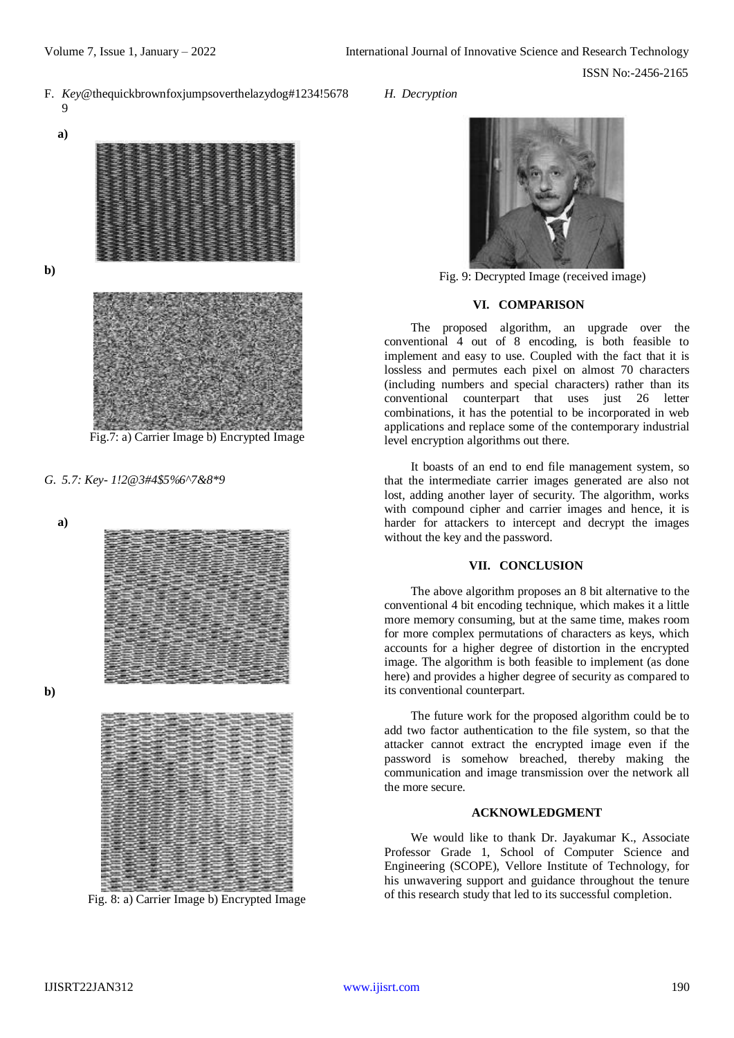F. *Key*@thequickbrownfoxjumpsoverthelazydog#1234!56789

a)

b)

Fig.7: a) Carrier Image b) Encrypted Image

*G. 5.7: Key- 1!2@3#4$5%6^7&8*9*

a)

b)

Fig. 8: a) Carrier Image b) Encrypted Image

*H. Decryption*

Fig. 9: Decrypted Image (received image)

## VI. COMPARISON

The proposed algorithm, an upgrade over the conventional 4 out of 8 encoding, is both feasible to implement and easy to use. Coupled with the fact that it is lossless and permutes each pixel on almost 70 characters (including numbers and special characters) rather than its conventional counterpart that uses just 26 letter combinations, it has the potential to be incorporated in web applications and replace some of the contemporary industrial level encryption algorithms out there.

It boasts of an end to end file management system, so that the intermediate carrier images generated are also not lost, adding another layer of security. The algorithm, works with compound cipher and carrier images and hence, it is harder for attackers to intercept and decrypt the images without the key and the password.

## VII. CONCLUSION

The above algorithm proposes an 8 bit alternative to the conventional 4 bit encoding technique, which makes it a little more memory consuming, but at the same time, makes room for more complex permutations of characters as keys, which accounts for a higher degree of distortion in the encrypted image. The algorithm is both feasible to implement (as done here) and provides a higher degree of security as compared to its conventional counterpart.

The future work for the proposed algorithm could be to add two factor authentication to the file system, so that the attacker cannot extract the encrypted image even if the password is somehow breached, thereby making the communication and image transmission over the network all the more secure.

## ACKNOWLEDGMENT

We would like to thank Dr. Jayakumar K., Associate Professor Grade 1, School of Computer Science and Engineering (SCOPE), Vellore Institute of Technology, for his unwavering support and guidance throughout the tenure of this research study that led to its successful completion.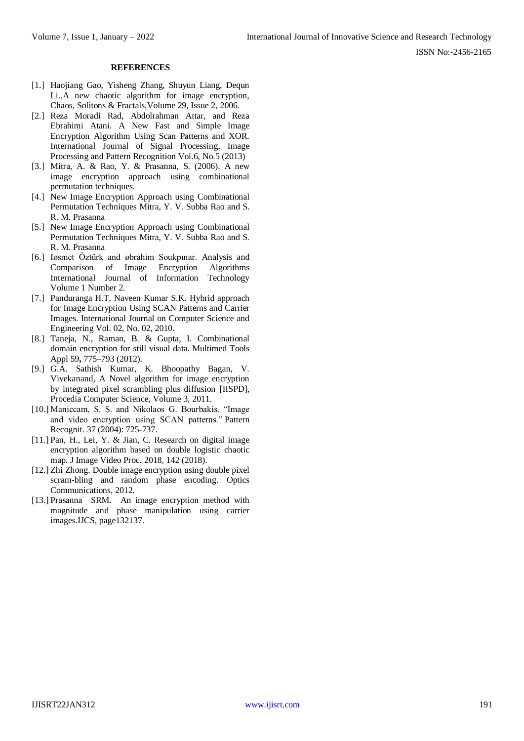## REFERENCES

[1.] Haojiang Gao, Yisheng Zhang, Shuyun Liang, Dequn Li.,A new chaotic algorithm for image encryption, Chaos, Solitons & Fractals,Volume 29, Issue 2, 2006.

[2.] Reza Moradi Rad, Abdolrahman Attar, and Reza Ebrahimi Atani. A New Fast and Simple Image Encryption Algorithm Using Scan Patterns and XOR. International Journal of Signal Processing, Image Processing and Pattern Recognition Vol.6, No.5 (2013)

[3.] Mitra, A. & Rao, Y. & Prasanna, S. (2006). A new image encryption approach using combinational permutation techniques.

[4.] New Image Encryption Approach using Combinational Permutation Techniques Mitra, Y. V. Subba Rao and S. R. M. Prasanna

[5.] New Image Encryption Approach using Combinational Permutation Techniques Mitra, Y. V. Subba Rao and S. R. M. Prasanna

[6.] Iøsmet Öztürk and øbrahim Soukpınar. Analysis and Comparison of Image Encryption Algorithms International Journal of Information Technology Volume 1 Number 2.

[7.] Panduranga H.T, Naveen Kumar S.K. Hybrid approach for Image Encryption Using SCAN Patterns and Carrier Images. International Journal on Computer Science and Engineering Vol. 02, No. 02, 2010.

[8.] Taneja, N., Raman, B. & Gupta, I. Combinational domain encryption for still visual data. Multimed Tools Appl 59**,** 775–793 (2012).

[9.] G.A. Sathish Kumar, K. Bhoopathy Bagan, V. Vivekanand, A Novel algorithm for image encryption by integrated pixel scrambling plus diffusion [IISPD], Procedia Computer Science, Volume 3, 2011.

[10.] Maniccam, S. S. and Nikolaos G. Bourbakis. "Image and video encryption using SCAN patterns." Pattern Recognit. 37 (2004): 725-737.

[11.] Pan, H., Lei, Y. & Jian, C. Research on digital image encryption algorithm based on double logistic chaotic map. J Image Video Proc. 2018, 142 (2018).

[12.] Zhi Zhong. Double image encryption using double pixel scram-bling and random phase encoding. Optics Communications, 2012.

[13.] Prasanna SRM. An image encryption method with magnitude and phase manipulation using carrier images.IJCS, page132137.